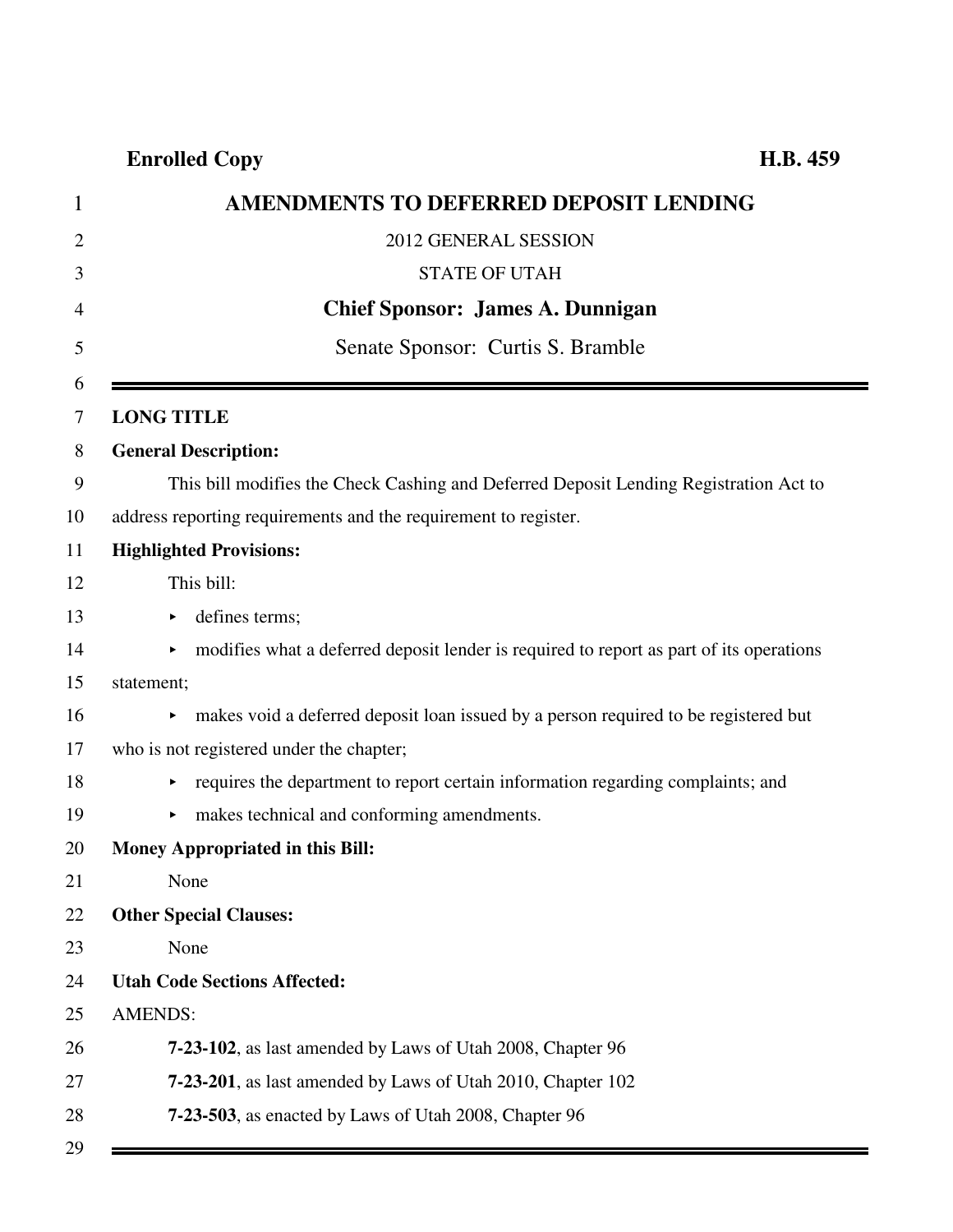**Enrolled Copy** **H.B. 459**

# AMENDMENTS TO DEFERRED DEPOSIT LENDING

2012 GENERAL SESSION

STATE OF UTAH

**Chief Sponsor: James A. Dunnigan**

Senate Sponsor: Curtis S. Bramble

---

**LONG TITLE**

**General Description:**

This bill modifies the Check Cashing and Deferred Deposit Lending Registration Act to address reporting requirements and the requirement to register.

**Highlighted Provisions:**

This bill:

- defines terms;
- modifies what a deferred deposit lender is required to report as part of its operations statement;
- makes void a deferred deposit loan issued by a person required to be registered but who is not registered under the chapter;
- requires the department to report certain information regarding complaints; and
- makes technical and conforming amendments.

**Money Appropriated in this Bill:**

None

**Other Special Clauses:**

None

**Utah Code Sections Affected:**

AMENDS:

**7-23-102**, as last amended by Laws of Utah 2008, Chapter 96

**7-23-201**, as last amended by Laws of Utah 2010, Chapter 102

**7-23-503**, as enacted by Laws of Utah 2008, Chapter 96

---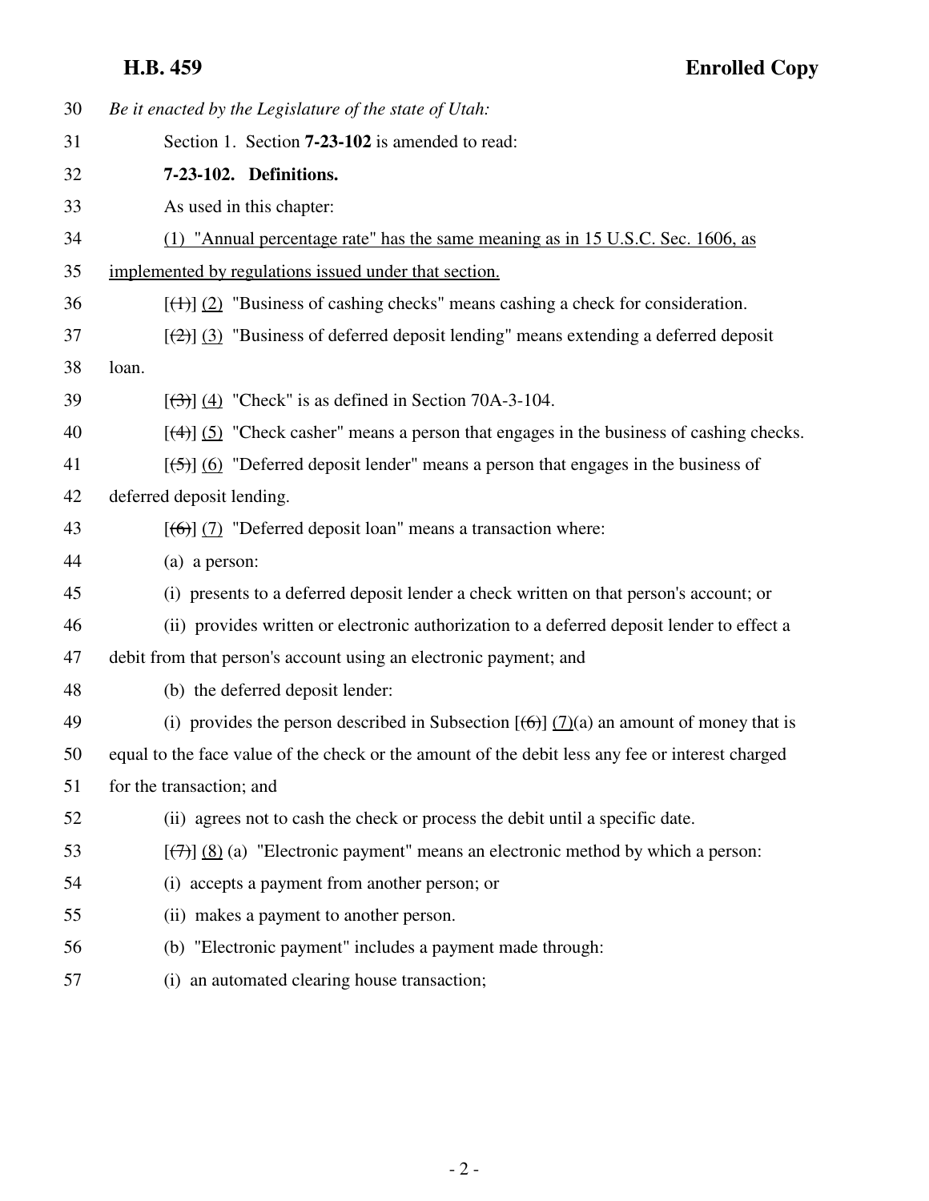*Be it enacted by the Legislature of the state of Utah:*

Section 1. Section **7-23-102** is amended to read:

**7-23-102. Definitions.**

As used in this chapter:

(1) "Annual percentage rate" has the same meaning as in 15 U.S.C. Sec. 1606, as implemented by regulations issued under that section.

[~~(1)~~] (2) "Business of cashing checks" means cashing a check for consideration.

[~~(2)~~] (3) "Business of deferred deposit lending" means extending a deferred deposit loan.

[~~(3)~~] (4) "Check" is as defined in Section 70A-3-104.

[~~(4)~~] (5) "Check casher" means a person that engages in the business of cashing checks.

[~~(5)~~] (6) "Deferred deposit lender" means a person that engages in the business of deferred deposit lending.

[~~(6)~~] (7) "Deferred deposit loan" means a transaction where:

(a) a person:

(i) presents to a deferred deposit lender a check written on that person's account; or

(ii) provides written or electronic authorization to a deferred deposit lender to effect a debit from that person's account using an electronic payment; and

(b) the deferred deposit lender:

(i) provides the person described in Subsection [~~(6)~~] (7)(a) an amount of money that is equal to the face value of the check or the amount of the debit less any fee or interest charged for the transaction; and

(ii) agrees not to cash the check or process the debit until a specific date.

[~~(7)~~] (8) (a) "Electronic payment" means an electronic method by which a person:

(i) accepts a payment from another person; or

(ii) makes a payment to another person.

(b) "Electronic payment" includes a payment made through:

(i) an automated clearing house transaction;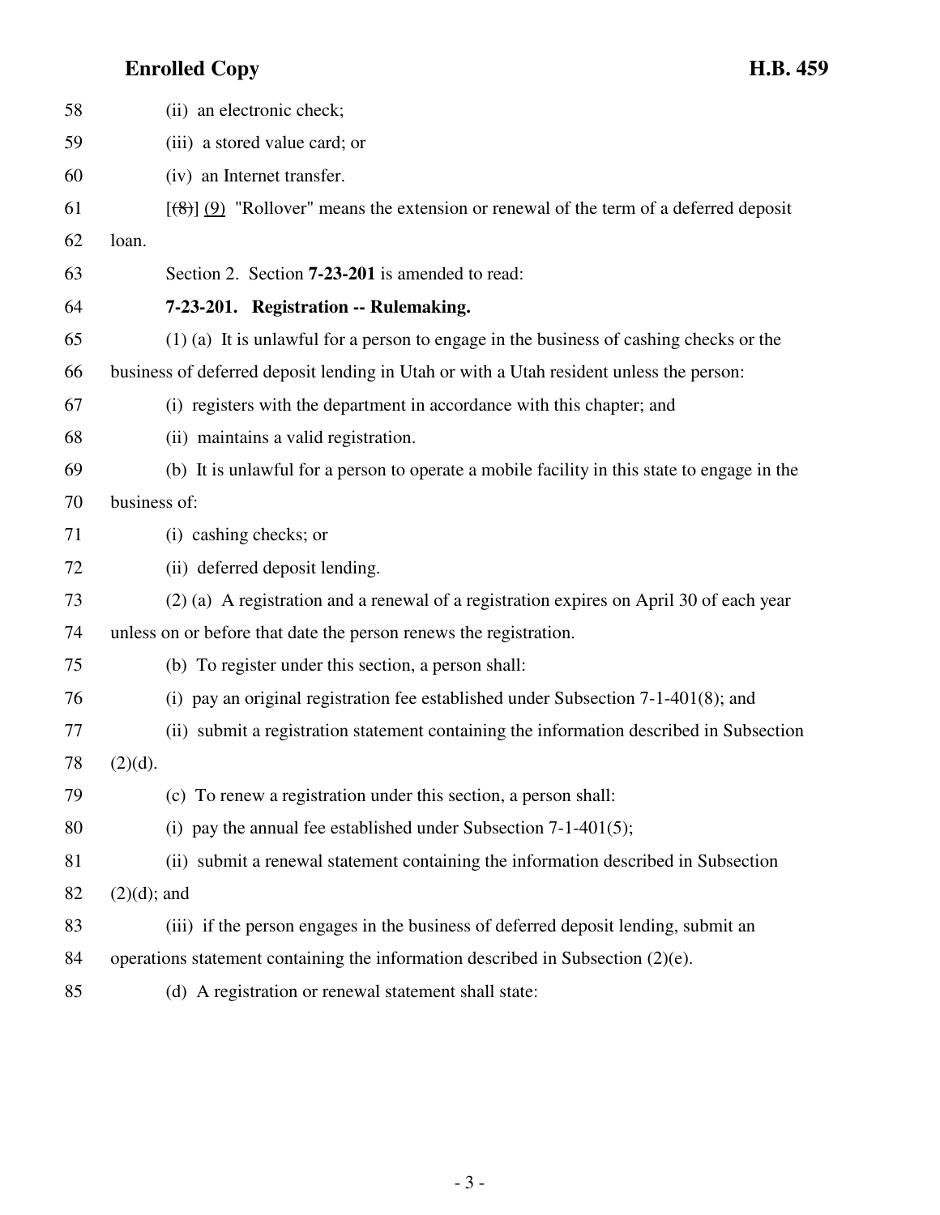(ii) an electronic check;

(iii) a stored value card; or

(iv) an Internet transfer.

[~~(8)~~] (9) "Rollover" means the extension or renewal of the term of a deferred deposit loan.

Section 2. Section **7-23-201** is amended to read:

**7-23-201. Registration -- Rulemaking.**

(1) (a) It is unlawful for a person to engage in the business of cashing checks or the business of deferred deposit lending in Utah or with a Utah resident unless the person:

(i) registers with the department in accordance with this chapter; and

(ii) maintains a valid registration.

(b) It is unlawful for a person to operate a mobile facility in this state to engage in the business of:

(i) cashing checks; or

(ii) deferred deposit lending.

(2) (a) A registration and a renewal of a registration expires on April 30 of each year unless on or before that date the person renews the registration.

(b) To register under this section, a person shall:

(i) pay an original registration fee established under Subsection 7-1-401(8); and

(ii) submit a registration statement containing the information described in Subsection (2)(d).

(c) To renew a registration under this section, a person shall:

(i) pay the annual fee established under Subsection 7-1-401(5);

(ii) submit a renewal statement containing the information described in Subsection (2)(d); and

(iii) if the person engages in the business of deferred deposit lending, submit an operations statement containing the information described in Subsection (2)(e).

(d) A registration or renewal statement shall state: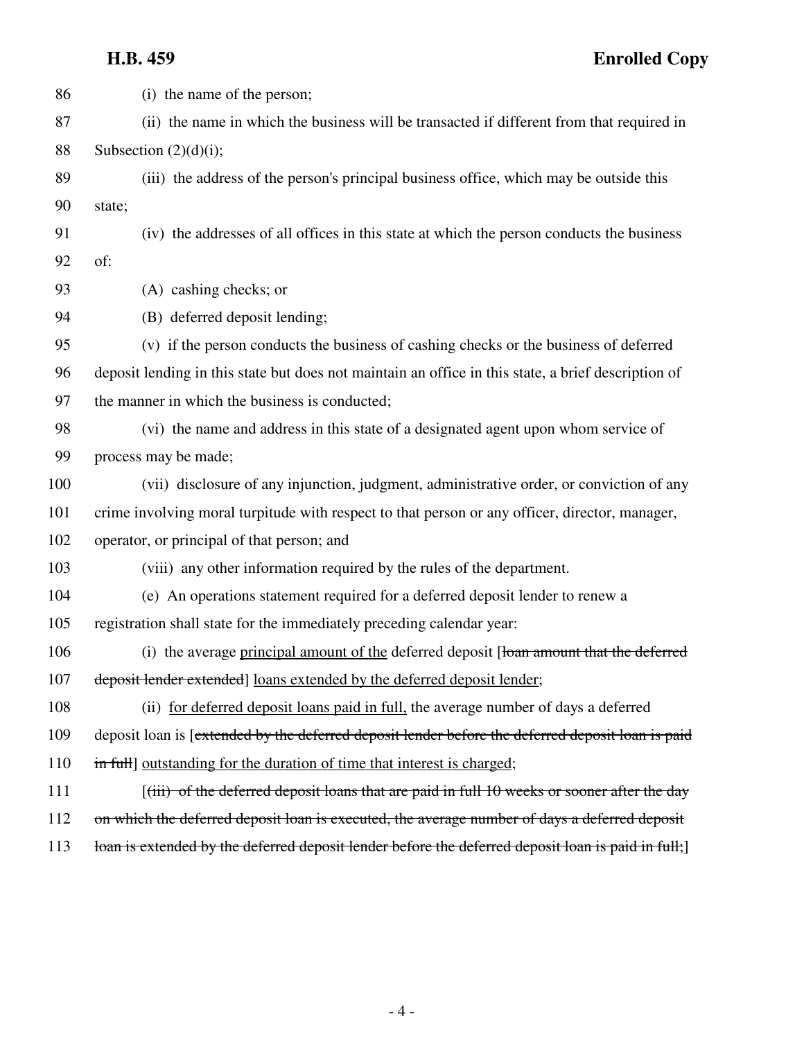86 (i) the name of the person;

87 (ii) the name in which the business will be transacted if different from that required in

88 Subsection (2)(d)(i);

89 (iii) the address of the person's principal business office, which may be outside this

90 state;

91 (iv) the addresses of all offices in this state at which the person conducts the business

92 of:

93 (A) cashing checks; or

94 (B) deferred deposit lending;

95 (v) if the person conducts the business of cashing checks or the business of deferred

96 deposit lending in this state but does not maintain an office in this state, a brief description of

97 the manner in which the business is conducted;

98 (vi) the name and address in this state of a designated agent upon whom service of

99 process may be made;

100 (vii) disclosure of any injunction, judgment, administrative order, or conviction of any

101 crime involving moral turpitude with respect to that person or any officer, director, manager,

102 operator, or principal of that person; and

103 (viii) any other information required by the rules of the department.

104 (e) An operations statement required for a deferred deposit lender to renew a

105 registration shall state for the immediately preceding calendar year:

106 (i) the average <u>principal amount of the</u> deferred deposit [~~loan amount that the deferred~~

107 ~~deposit lender extended~~] <u>loans extended by the deferred deposit lender</u>;

108 (ii) <u>for deferred deposit loans paid in full,</u> the average number of days a deferred

109 deposit loan is [~~extended by the deferred deposit lender before the deferred deposit loan is paid~~

110 ~~in full~~] <u>outstanding for the duration of time that interest is charged</u>;

111 [~~(iii) of the deferred deposit loans that are paid in full 10 weeks or sooner after the day~~

112 ~~on which the deferred deposit loan is executed, the average number of days a deferred deposit~~

113 ~~loan is extended by the deferred deposit lender before the deferred deposit loan is paid in full;~~]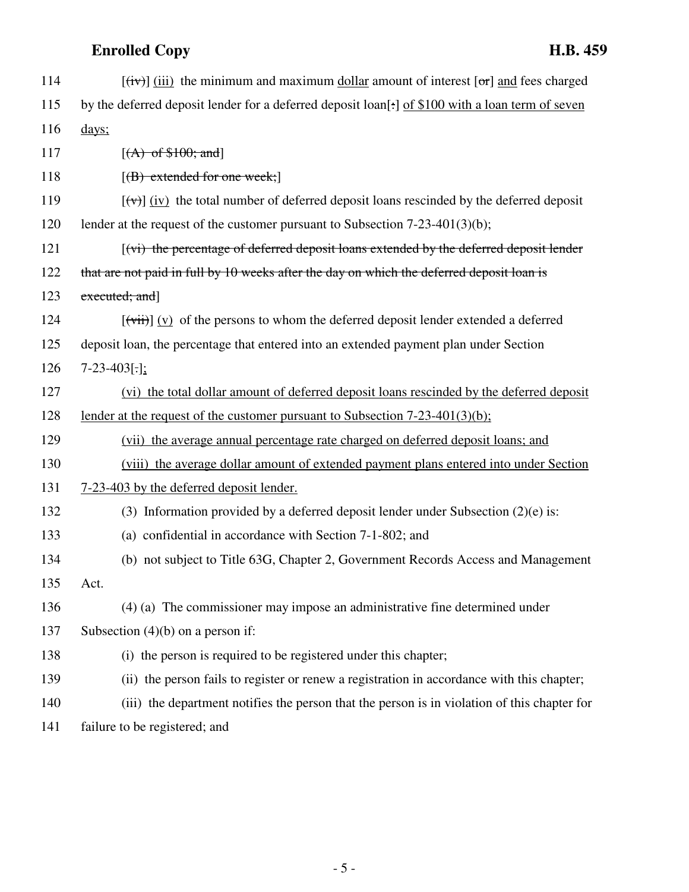114 [~~(iv)~~] <u>(iii)</u> the minimum and maximum <u>dollar</u> amount of interest [~~or~~] <u>and</u> fees charged

115 by the deferred deposit lender for a deferred deposit loan[~~:~~] <u>of $100 with a loan term of seven</u>

116 <u>days;</u>

117 [~~(A) of $100; and~~]

118 [~~(B) extended for one week;~~]

119 [~~(v)~~] <u>(iv)</u> the total number of deferred deposit loans rescinded by the deferred deposit

120 lender at the request of the customer pursuant to Subsection 7-23-401(3)(b);

121 [~~(vi) the percentage of deferred deposit loans extended by the deferred deposit lender~~

122 ~~that are not paid in full by 10 weeks after the day on which the deferred deposit loan is~~

123 ~~executed; and~~]

124 [~~(vii)~~] <u>(v)</u> of the persons to whom the deferred deposit lender extended a deferred

125 deposit loan, the percentage that entered into an extended payment plan under Section

126 7-23-403[~~.~~]<u>;</u>

127 <u>(vi) the total dollar amount of deferred deposit loans rescinded by the deferred deposit</u>

128 <u>lender at the request of the customer pursuant to Subsection 7-23-401(3)(b);</u>

129 <u>(vii) the average annual percentage rate charged on deferred deposit loans; and</u>

130 <u>(viii) the average dollar amount of extended payment plans entered into under Section</u>

131 <u>7-23-403 by the deferred deposit lender.</u>

132 (3) Information provided by a deferred deposit lender under Subsection (2)(e) is:

133 (a) confidential in accordance with Section 7-1-802; and

134 (b) not subject to Title 63G, Chapter 2, Government Records Access and Management

135 Act.

136 (4) (a) The commissioner may impose an administrative fine determined under

137 Subsection (4)(b) on a person if:

138 (i) the person is required to be registered under this chapter;

139 (ii) the person fails to register or renew a registration in accordance with this chapter;

140 (iii) the department notifies the person that the person is in violation of this chapter for

141 failure to be registered; and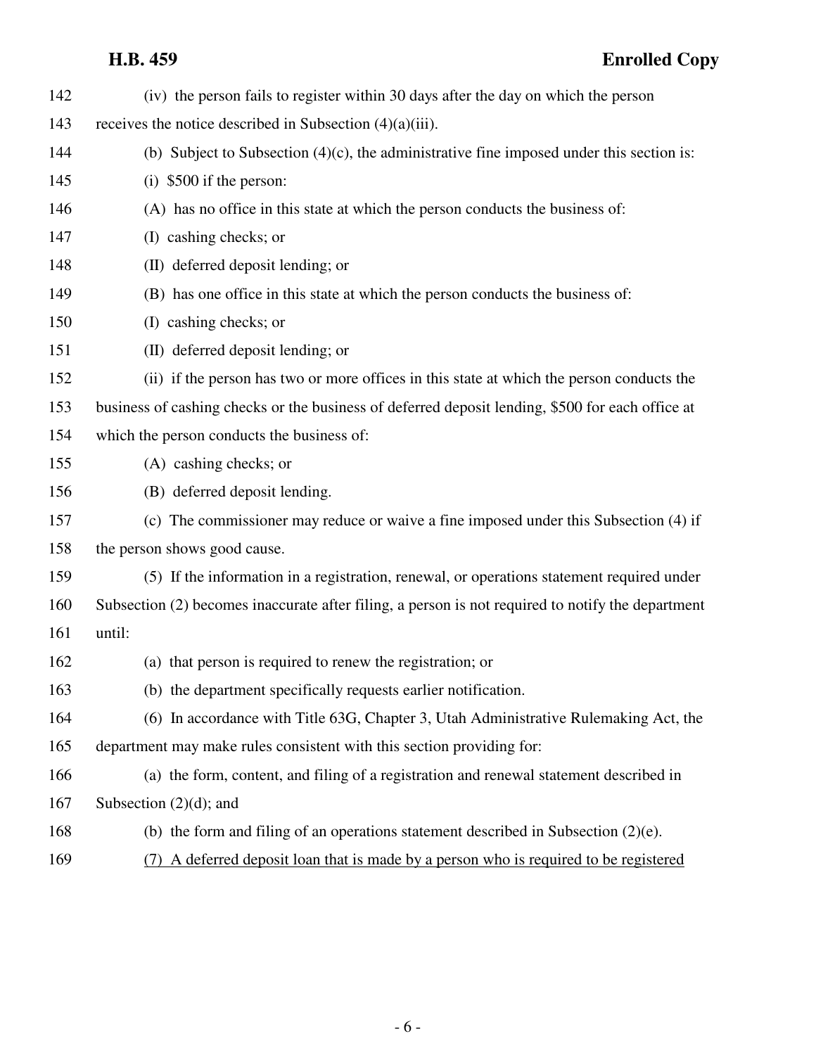(iv) the person fails to register within 30 days after the day on which the person receives the notice described in Subsection (4)(a)(iii).

(b) Subject to Subsection (4)(c), the administrative fine imposed under this section is:

(i) $500 if the person:

(A) has no office in this state at which the person conducts the business of:

(I) cashing checks; or

(II) deferred deposit lending; or

(B) has one office in this state at which the person conducts the business of:

(I) cashing checks; or

(II) deferred deposit lending; or

(ii) if the person has two or more offices in this state at which the person conducts the business of cashing checks or the business of deferred deposit lending, $500 for each office at which the person conducts the business of:

(A) cashing checks; or

(B) deferred deposit lending.

(c) The commissioner may reduce or waive a fine imposed under this Subsection (4) if the person shows good cause.

(5) If the information in a registration, renewal, or operations statement required under Subsection (2) becomes inaccurate after filing, a person is not required to notify the department until:

(a) that person is required to renew the registration; or

(b) the department specifically requests earlier notification.

(6) In accordance with Title 63G, Chapter 3, Utah Administrative Rulemaking Act, the department may make rules consistent with this section providing for:

(a) the form, content, and filing of a registration and renewal statement described in Subsection (2)(d); and

(b) the form and filing of an operations statement described in Subsection (2)(e).

<u>(7) A deferred deposit loan that is made by a person who is required to be registered</u>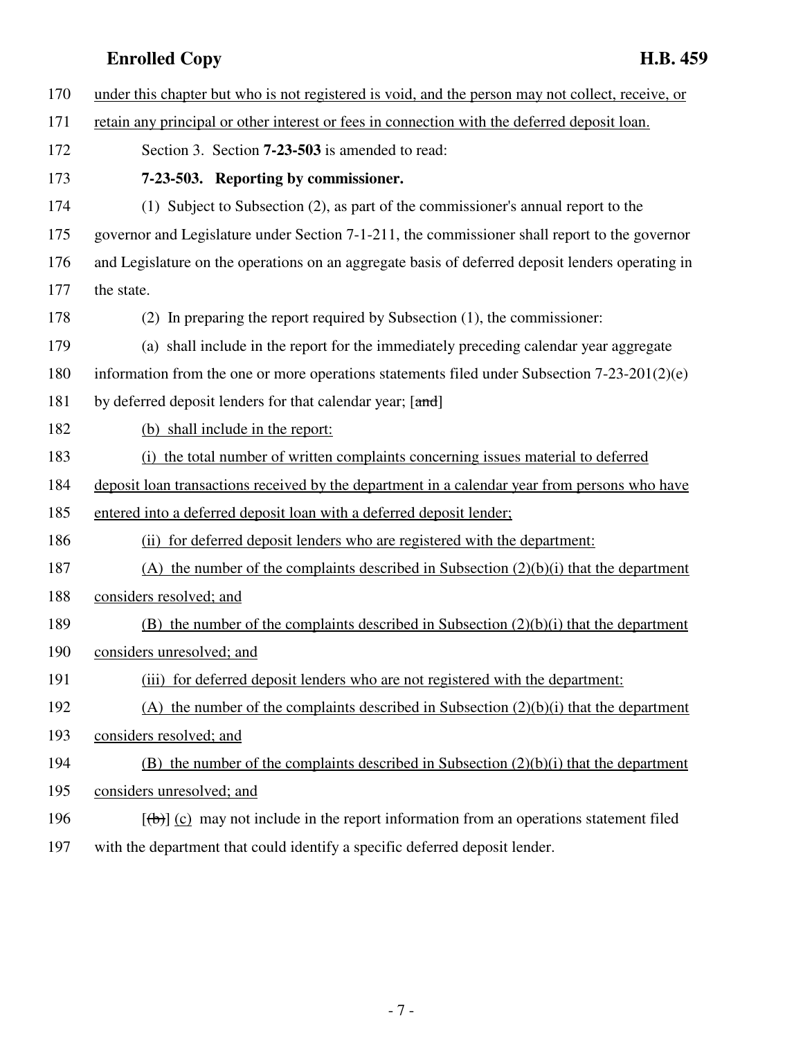under this chapter but who is not registered is void, and the person may not collect, receive, or retain any principal or other interest or fees in connection with the deferred deposit loan.

Section 3. Section **7-23-503** is amended to read:

**7-23-503. Reporting by commissioner.**

(1) Subject to Subsection (2), as part of the commissioner's annual report to the governor and Legislature under Section 7-1-211, the commissioner shall report to the governor and Legislature on the operations on an aggregate basis of deferred deposit lenders operating in the state.

(2) In preparing the report required by Subsection (1), the commissioner:

(a) shall include in the report for the immediately preceding calendar year aggregate information from the one or more operations statements filed under Subsection 7-23-201(2)(e) by deferred deposit lenders for that calendar year; [~~and~~]

(b) shall include in the report:

(i) the total number of written complaints concerning issues material to deferred deposit loan transactions received by the department in a calendar year from persons who have entered into a deferred deposit loan with a deferred deposit lender;

(ii) for deferred deposit lenders who are registered with the department:

(A) the number of the complaints described in Subsection (2)(b)(i) that the department considers resolved; and

(B) the number of the complaints described in Subsection (2)(b)(i) that the department considers unresolved; and

(iii) for deferred deposit lenders who are not registered with the department:

(A) the number of the complaints described in Subsection (2)(b)(i) that the department considers resolved; and

(B) the number of the complaints described in Subsection (2)(b)(i) that the department considers unresolved; and

[~~(b)~~] (c) may not include in the report information from an operations statement filed with the department that could identify a specific deferred deposit lender.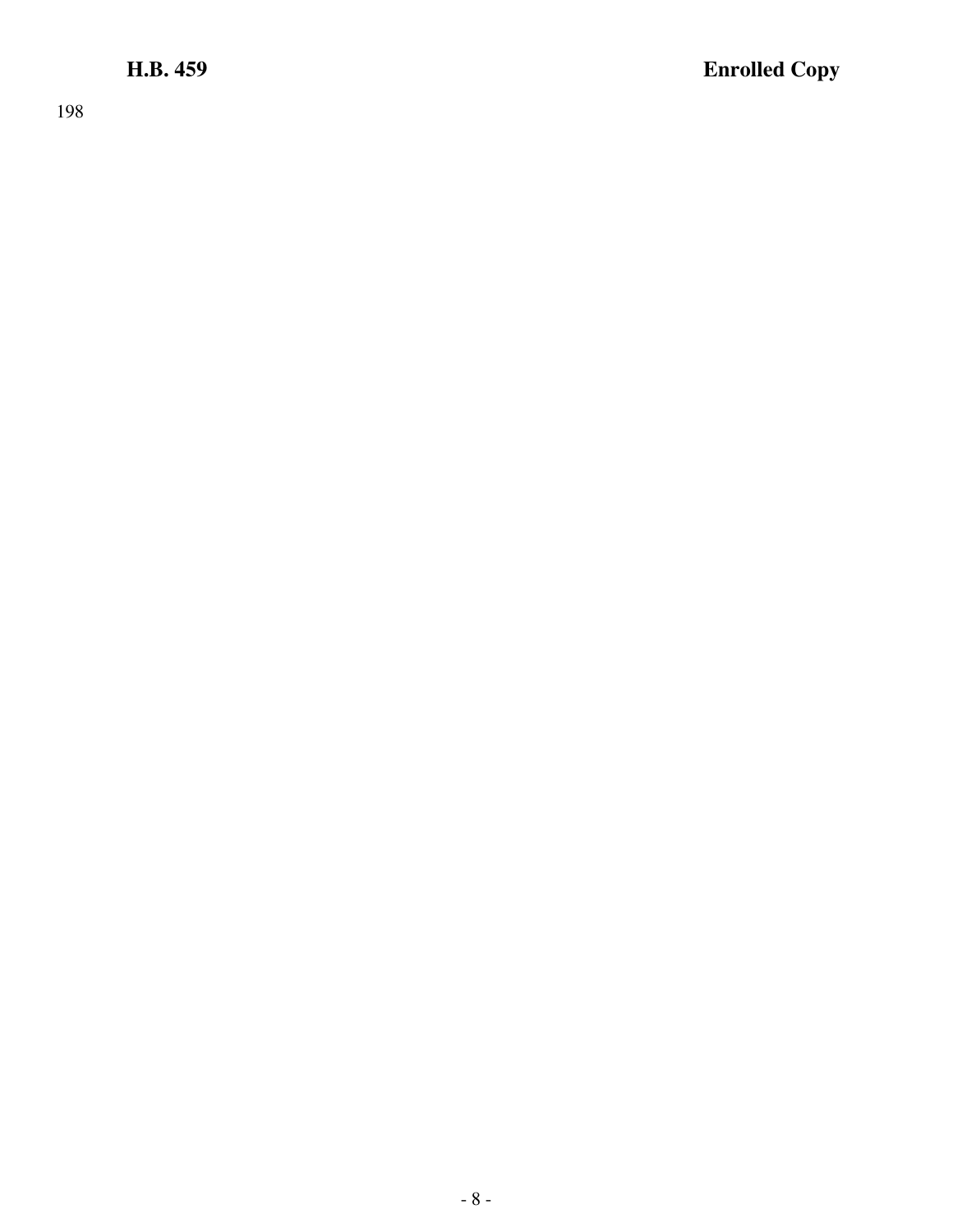198